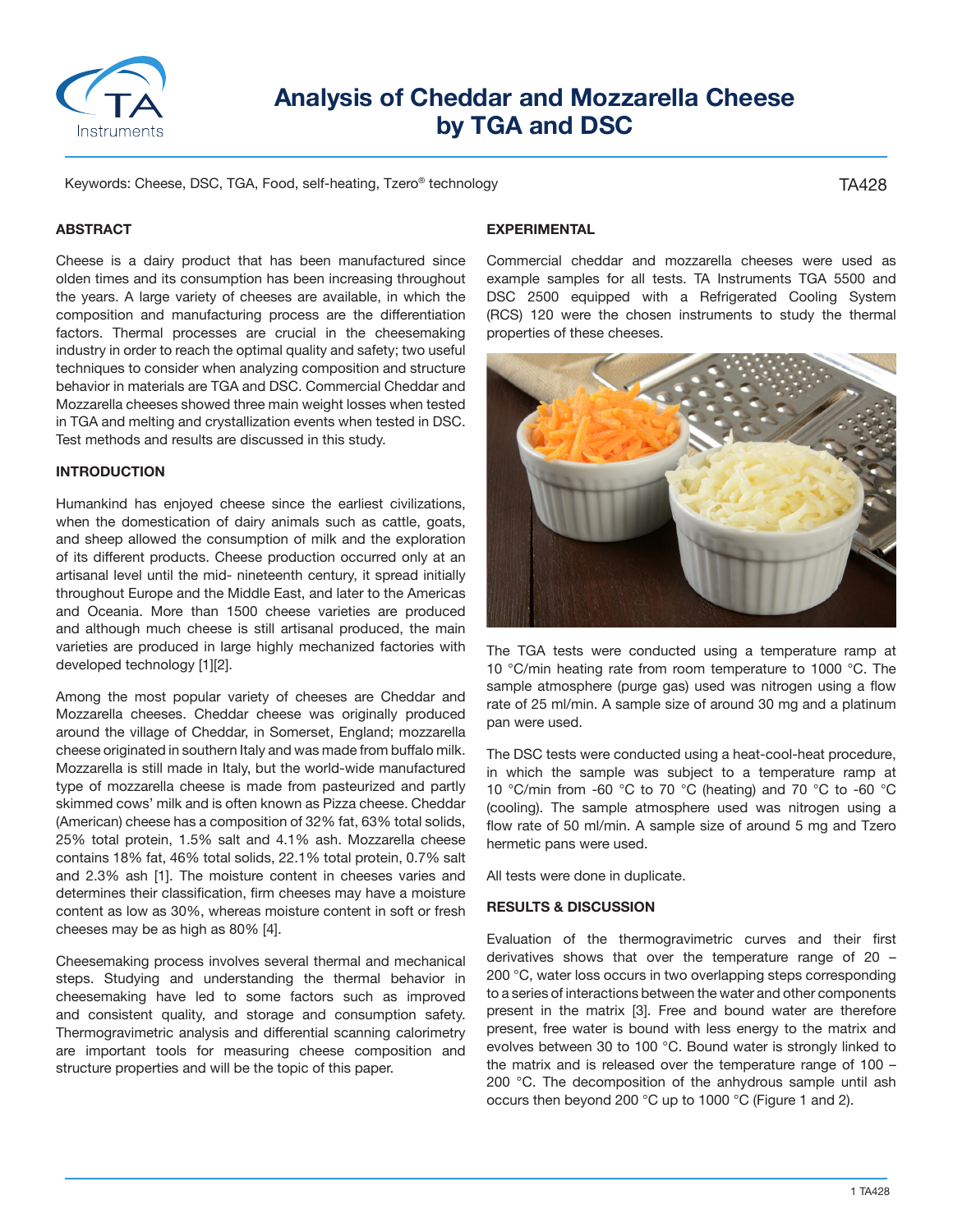# Analysis of Cheddar and Mozzarella Cheese by TGA and DSC

Keywords: Cheese, DSC, TGA, Food, self-heating, Tzero® technology

TA428

## ABSTRACT

Cheese is a dairy product that has been manufactured since olden times and its consumption has been increasing throughout the years. A large variety of cheeses are available, in which the composition and manufacturing process are the differentiation factors. Thermal processes are crucial in the cheesemaking industry in order to reach the optimal quality and safety; two useful techniques to consider when analyzing composition and structure behavior in materials are TGA and DSC. Commercial Cheddar and Mozzarella cheeses showed three main weight losses when tested in TGA and melting and crystallization events when tested in DSC. Test methods and results are discussed in this study.

## INTRODUCTION

Humankind has enjoyed cheese since the earliest civilizations, when the domestication of dairy animals such as cattle, goats, and sheep allowed the consumption of milk and the exploration of its different products. Cheese production occurred only at an artisanal level until the mid- nineteenth century, it spread initially throughout Europe and the Middle East, and later to the Americas and Oceania. More than 1500 cheese varieties are produced and although much cheese is still artisanal produced, the main varieties are produced in large highly mechanized factories with developed technology [1][2].

Among the most popular variety of cheeses are Cheddar and Mozzarella cheeses. Cheddar cheese was originally produced around the village of Cheddar, in Somerset, England; mozzarella cheese originated in southern Italy and was made from buffalo milk. Mozzarella is still made in Italy, but the world-wide manufactured type of mozzarella cheese is made from pasteurized and partly skimmed cows' milk and is often known as Pizza cheese. Cheddar (American) cheese has a composition of 32% fat, 63% total solids, 25% total protein, 1.5% salt and 4.1% ash. Mozzarella cheese contains 18% fat, 46% total solids, 22.1% total protein, 0.7% salt and 2.3% ash [1]. The moisture content in cheeses varies and determines their classification, firm cheeses may have a moisture content as low as 30%, whereas moisture content in soft or fresh cheeses may be as high as 80% [4].

Cheesemaking process involves several thermal and mechanical steps. Studying and understanding the thermal behavior in cheesemaking have led to some factors such as improved and consistent quality, and storage and consumption safety. Thermogravimetric analysis and differential scanning calorimetry are important tools for measuring cheese composition and structure properties and will be the topic of this paper.

## EXPERIMENTAL

Commercial cheddar and mozzarella cheeses were used as example samples for all tests. TA Instruments TGA 5500 and DSC 2500 equipped with a Refrigerated Cooling System (RCS) 120 were the chosen instruments to study the thermal properties of these cheeses.

The TGA tests were conducted using a temperature ramp at 10 °C/min heating rate from room temperature to 1000 °C. The sample atmosphere (purge gas) used was nitrogen using a flow rate of 25 ml/min. A sample size of around 30 mg and a platinum pan were used.

The DSC tests were conducted using a heat-cool-heat procedure, in which the sample was subject to a temperature ramp at 10 °C/min from -60 °C to 70 °C (heating) and 70 °C to -60 °C (cooling). The sample atmosphere used was nitrogen using a flow rate of 50 ml/min. A sample size of around 5 mg and Tzero hermetic pans were used.

All tests were done in duplicate.

## RESULTS & DISCUSSION

Evaluation of the thermogravimetric curves and their first derivatives shows that over the temperature range of 20 – 200 °C, water loss occurs in two overlapping steps corresponding to a series of interactions between the water and other components present in the matrix [3]. Free and bound water are therefore present, free water is bound with less energy to the matrix and evolves between 30 to 100 °C. Bound water is strongly linked to the matrix and is released over the temperature range of 100 – 200 °C. The decomposition of the anhydrous sample until ash occurs then beyond 200 °C up to 1000 °C (Figure 1 and 2).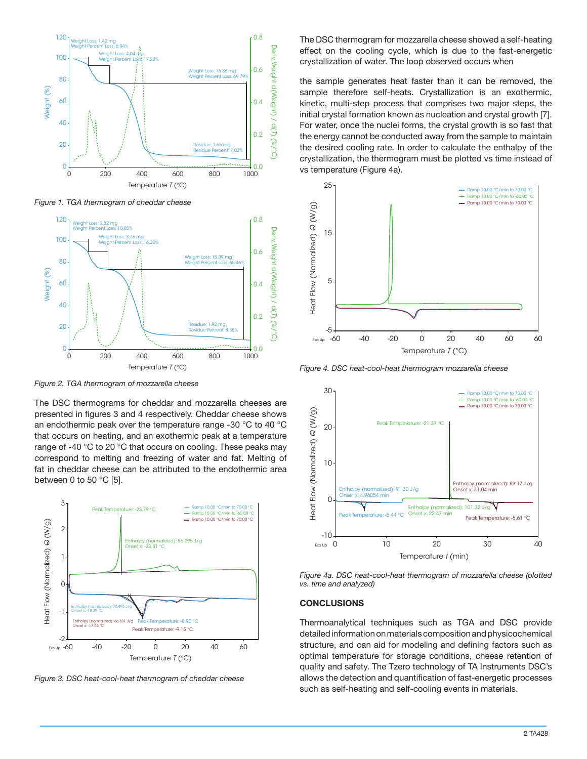Figure 1. TGA thermogram of cheddar cheese

Figure 2. TGA thermogram of mozzarella cheese

The DSC thermograms for cheddar and mozzarella cheeses are presented in figures 3 and 4 respectively. Cheddar cheese shows an endothermic peak over the temperature range -30 °C to 40 °C that occurs on heating, and an exothermic peak at a temperature range of -40 °C to 20 °C that occurs on cooling. These peaks may correspond to melting and freezing of water and fat. Melting of fat in cheddar cheese can be attributed to the endothermic area between 0 to 50 °C [5].

Figure 3. DSC heat-cool-heat thermogram of cheddar cheese

The DSC thermogram for mozzarella cheese showed a self-heating effect on the cooling cycle, which is due to the fast-energetic crystallization of water. The loop observed occurs when the sample generates heat faster than it can be removed, the sample therefore self-heats. Crystallization is an exothermic, kinetic, multi-step process that comprises two major steps, the initial crystal formation known as nucleation and crystal growth [7]. For water, once the nuclei forms, the crystal growth is so fast that the energy cannot be conducted away from the sample to maintain the desired cooling rate. In order to calculate the enthalpy of the crystallization, the thermogram must be plotted vs time instead of vs temperature (Figure 4a).

Figure 4. DSC heat-cool-heat thermogram mozzarella cheese

Figure 4a. DSC heat-cool-heat thermogram of mozzarella cheese (plotted vs. time and analyzed)

## CONCLUSIONS

Thermoanalytical techniques such as TGA and DSC provide detailed information on materials composition and physicochemical structure, and can aid for modeling and defining factors such as optimal temperature for storage conditions, cheese retention of quality and safety. The Tzero technology of TA Instruments DSC's allows the detection and quantification of fast-energetic processes such as self-heating and self-cooling events in materials.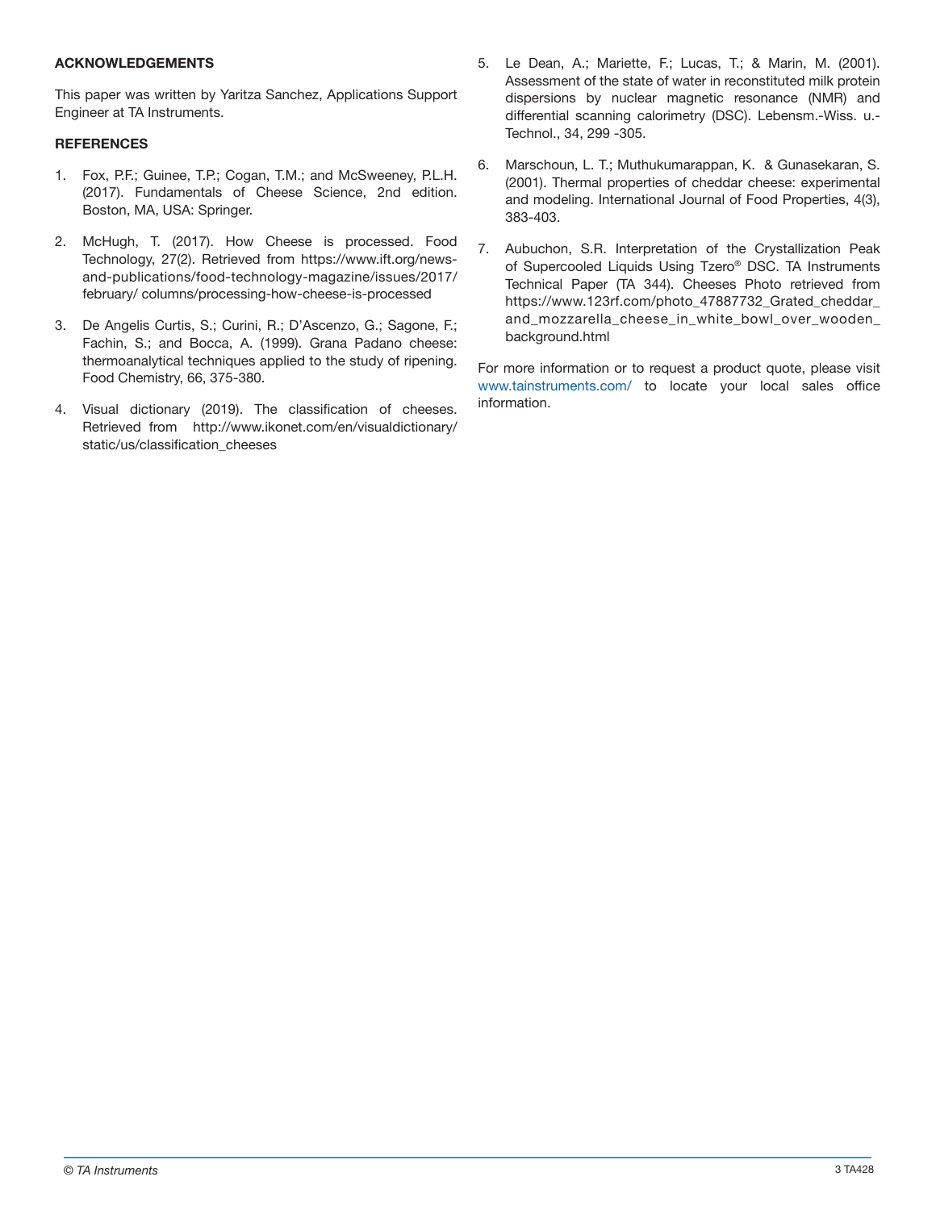## ACKNOWLEDGEMENTS

This paper was written by Yaritza Sanchez, Applications Support Engineer at TA Instruments.

## REFERENCES

1. Fox, P.F.; Guinee, T.P.; Cogan, T.M.; and McSweeney, P.L.H. (2017). Fundamentals of Cheese Science, 2nd edition. Boston, MA, USA: Springer.

2. McHugh, T. (2017). How Cheese is processed. Food Technology, 27(2). Retrieved from https://www.ift.org/news-and-publications/food-technology-magazine/issues/2017/february/ columns/processing-how-cheese-is-processed

3. De Angelis Curtis, S.; Curini, R.; D'Ascenzo, G.; Sagone, F.; Fachin, S.; and Bocca, A. (1999). Grana Padano cheese: thermoanalytical techniques applied to the study of ripening. Food Chemistry, 66, 375-380.

4. Visual dictionary (2019). The classification of cheeses. Retrieved from http://www.ikonet.com/en/visualdictionary/static/us/classification_cheeses

5. Le Dean, A.; Mariette, F.; Lucas, T.; & Marin, M. (2001). Assessment of the state of water in reconstituted milk protein dispersions by nuclear magnetic resonance (NMR) and differential scanning calorimetry (DSC). Lebensm.-Wiss. u.-Technol., 34, 299 -305.

6. Marschoun, L. T.; Muthukumarappan, K. & Gunasekaran, S. (2001). Thermal properties of cheddar cheese: experimental and modeling. International Journal of Food Properties, 4(3), 383-403.

7. Aubuchon, S.R. Interpretation of the Crystallization Peak of Supercooled Liquids Using Tzero® DSC. TA Instruments Technical Paper (TA 344). Cheeses Photo retrieved from https://www.123rf.com/photo_47887732_Grated_cheddar_and_mozzarella_cheese_in_white_bowl_over_wooden_background.html

For more information or to request a product quote, please visit www.tainstruments.com/ to locate your local sales office information.